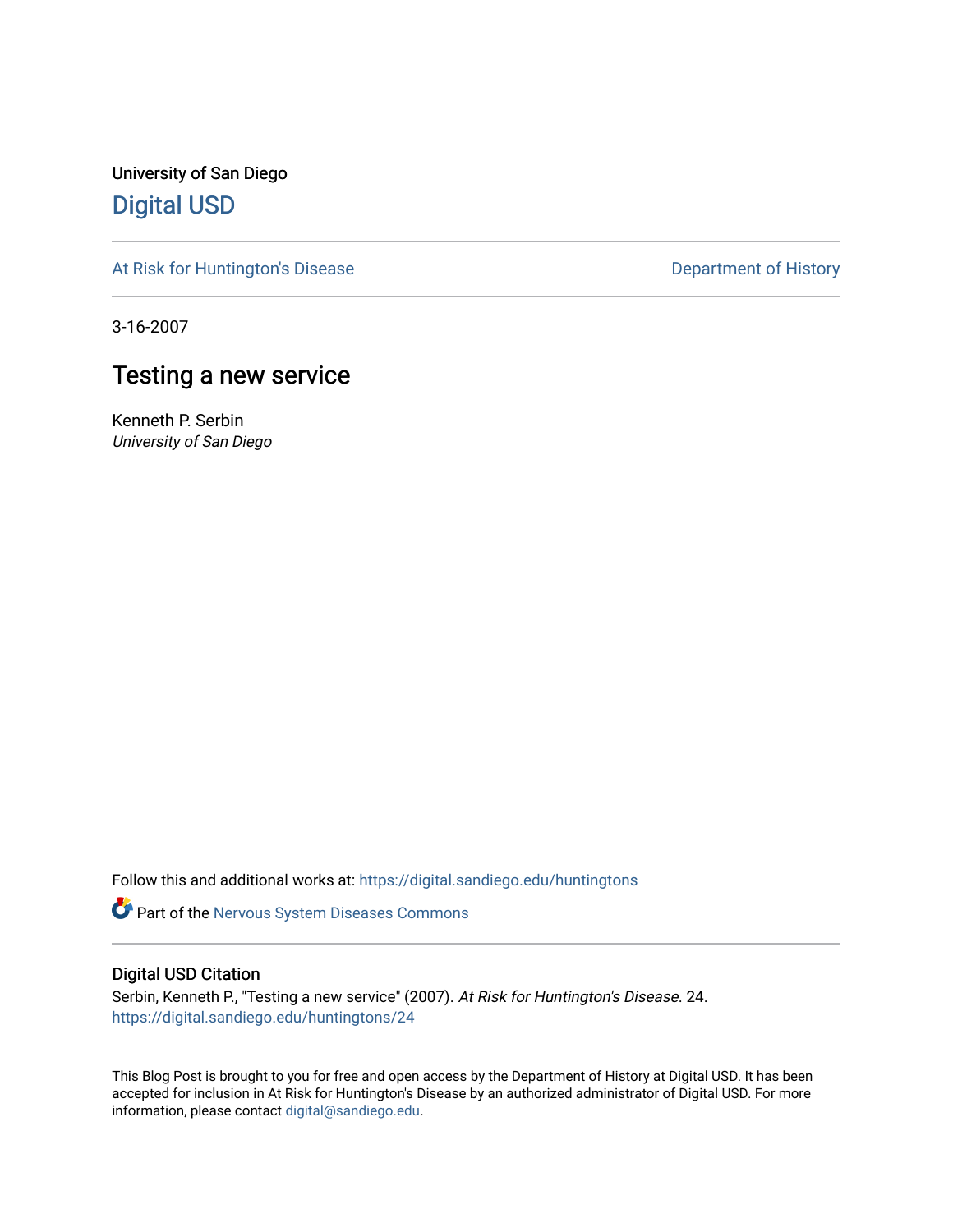University of San Diego

# Digital USD

At Risk for Huntington's Disease | Department of History

3-16-2007

## Testing a new service

Kenneth P. Serbin
*University of San Diego*

Follow this and additional works at: https://digital.sandiego.edu/huntingtons

Part of the Nervous System Diseases Commons

### Digital USD Citation

Serbin, Kenneth P., "Testing a new service" (2007). *At Risk for Huntington's Disease*. 24.
https://digital.sandiego.edu/huntingtons/24

This Blog Post is brought to you for free and open access by the Department of History at Digital USD. It has been accepted for inclusion in At Risk for Huntington's Disease by an authorized administrator of Digital USD. For more information, please contact digital@sandiego.edu.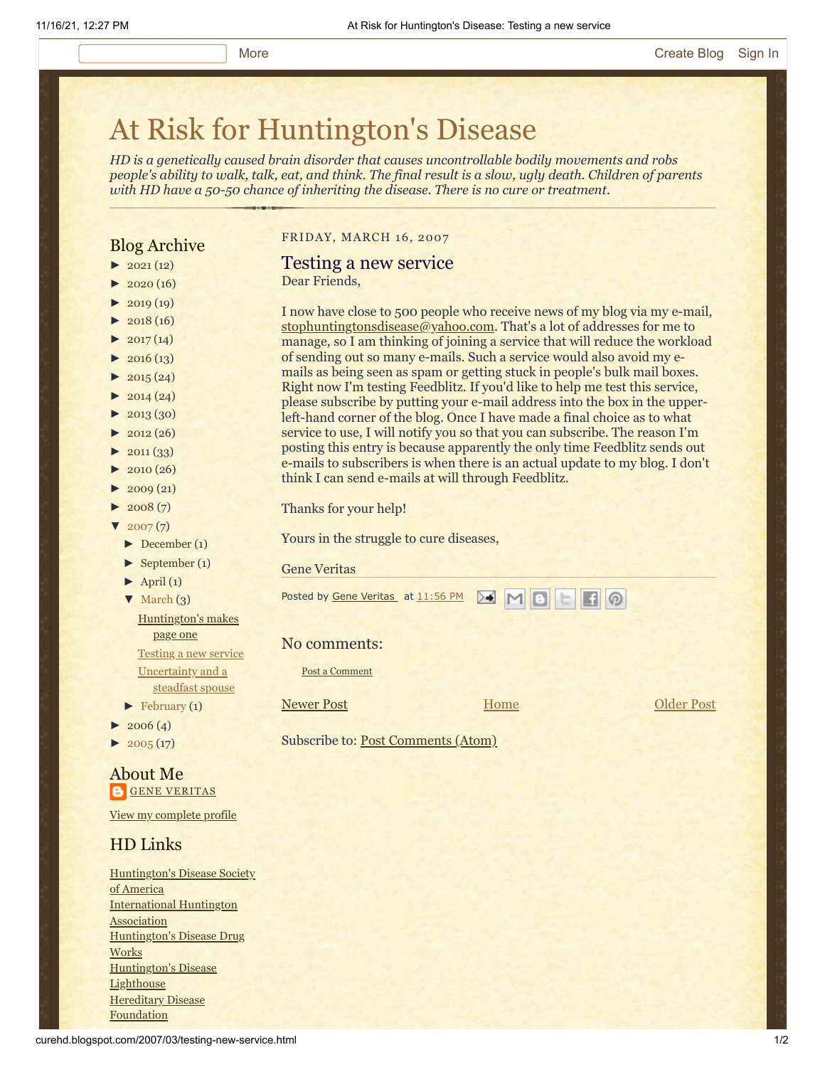More    Create Blog    Sign In

# At Risk for Huntington's Disease

*HD is a genetically caused brain disorder that causes uncontrollable bodily movements and robs people's ability to walk, talk, eat, and think. The final result is a slow, ugly death. Children of parents with HD have a 50-50 chance of inheriting the disease. There is no cure or treatment.*

FRIDAY, MARCH 16, 2007

## Testing a new service

Dear Friends,

I now have close to 500 people who receive news of my blog via my e-mail, stophuntingtonsdisease@yahoo.com. That's a lot of addresses for me to manage, so I am thinking of joining a service that will reduce the workload of sending out so many e-mails. Such a service would also avoid my e-mails as being seen as spam or getting stuck in people's bulk mail boxes. Right now I'm testing Feedblitz. If you'd like to help me test this service, please subscribe by putting your e-mail address into the box in the upper-left-hand corner of the blog. Once I have made a final choice as to what service to use, I will notify you so that you can subscribe. The reason I'm posting this entry is because apparently the only time Feedblitz sends out e-mails to subscribers is when there is an actual update to my blog. I don't think I can send e-mails at will through Feedblitz.

Thanks for your help!

Yours in the struggle to cure diseases,

Gene Veritas

Posted by Gene Veritas at 11:56 PM

### No comments:

Post a Comment

Newer Post    Home    Older Post

Subscribe to: Post Comments (Atom)

## Blog Archive

- ► 2021 (12)
- ► 2020 (16)
- ► 2019 (19)
- ► 2018 (16)
- ► 2017 (14)
- ► 2016 (13)
- ► 2015 (24)
- ► 2014 (24)
- ► 2013 (30)
- ► 2012 (26)
- ► 2011 (33)
- ► 2010 (26)
- ► 2009 (21)
- ► 2008 (7)
- ▼ 2007 (7)
  - ► December (1)
  - ► September (1)
  - ► April (1)
  - ▼ March (3)
    - Huntington's makes page one
    - Testing a new service
    - Uncertainty and a steadfast spouse
  - ► February (1)
- ► 2006 (4)
- ► 2005 (17)

## About Me

GENE VERITAS

View my complete profile

## HD Links

Huntington's Disease Society of America
International Huntington Association
Huntington's Disease Drug Works
Huntington's Disease Lighthouse
Hereditary Disease Foundation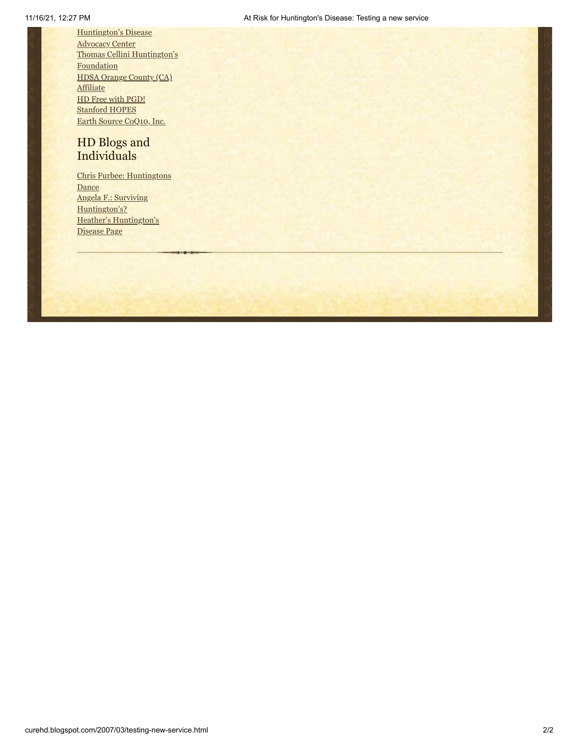Huntington's Disease Advocacy Center
Thomas Cellini Huntington's Foundation
HDSA Orange County (CA) Affiliate
HD Free with PGD!
Stanford HOPES
Earth Source CoQ10, Inc.

## HD Blogs and Individuals

Chris Furbee: Huntingtons Dance
Angela F.: Surviving Huntington's?
Heather's Huntington's Disease Page